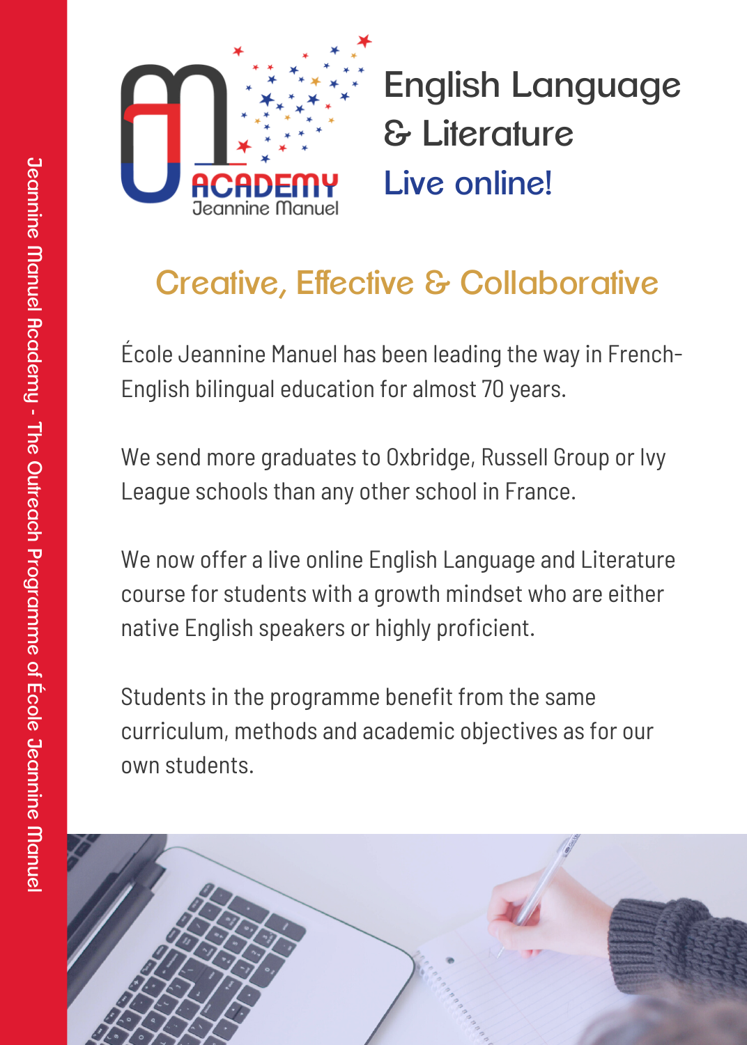ACADEMY
Jeannine Manuel

# English Language & Literature

## Live online!

## Creative, Effective & Collaborative

École Jeannine Manuel has been leading the way in French-English bilingual education for almost 70 years.

We send more graduates to Oxbridge, Russell Group or Ivy League schools than any other school in France.

We now offer a live online English Language and Literature course for students with a growth mindset who are either native English speakers or highly proficient.

Students in the programme benefit from the same curriculum, methods and academic objectives as for our own students.

Jeannine Manuel Academy - The Outreach Programme of École Jeannine Manuel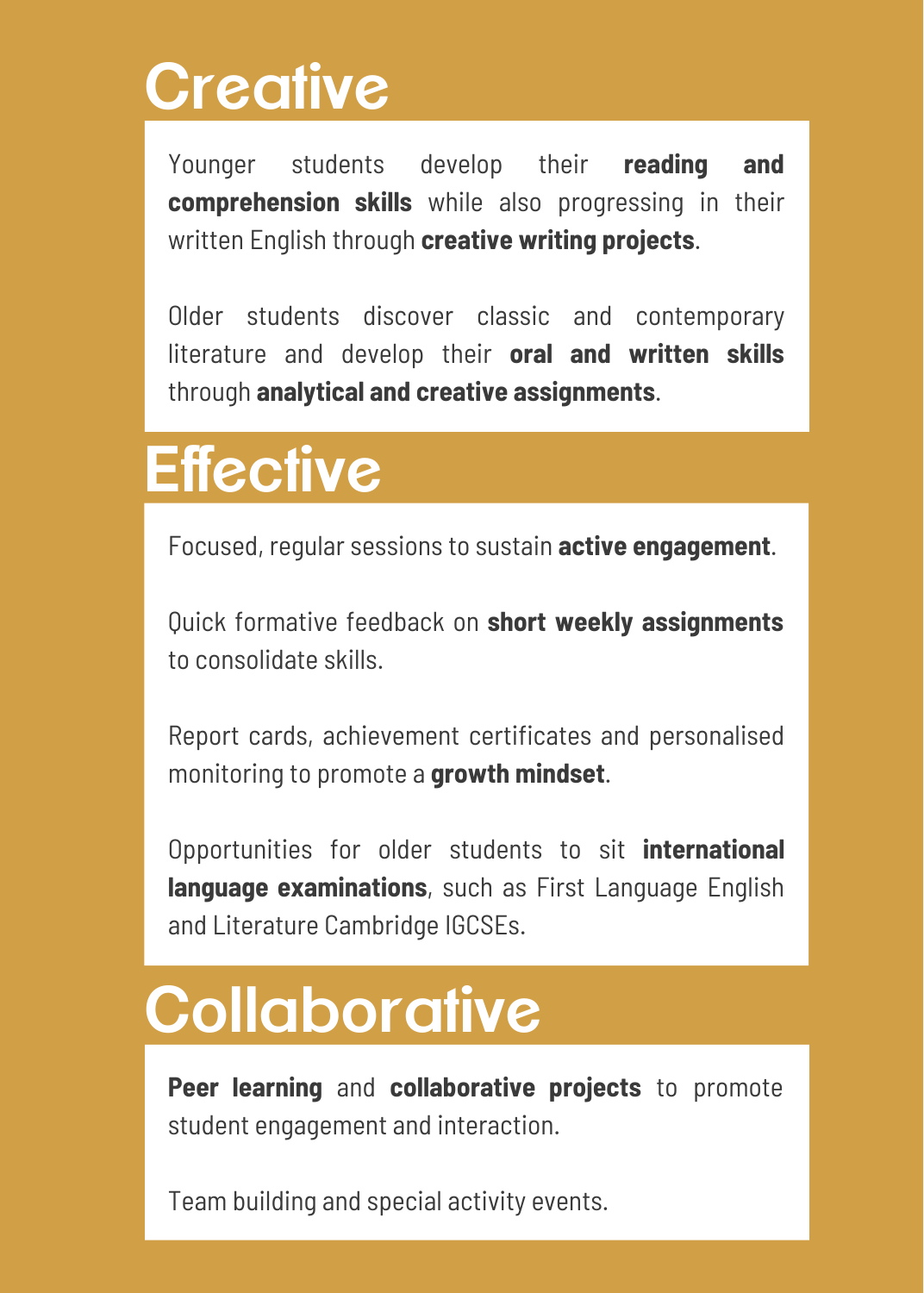# Creative

Younger students develop their **reading and comprehension skills** while also progressing in their written English through **creative writing projects**.

Older students discover classic and contemporary literature and develop their **oral and written skills** through **analytical and creative assignments**.

# Effective

Focused, regular sessions to sustain **active engagement**.

Quick formative feedback on **short weekly assignments** to consolidate skills.

Report cards, achievement certificates and personalised monitoring to promote a **growth mindset**.

Opportunities for older students to sit **international language examinations**, such as First Language English and Literature Cambridge IGCSEs.

# Collaborative

**Peer learning** and **collaborative projects** to promote student engagement and interaction.

Team building and special activity events.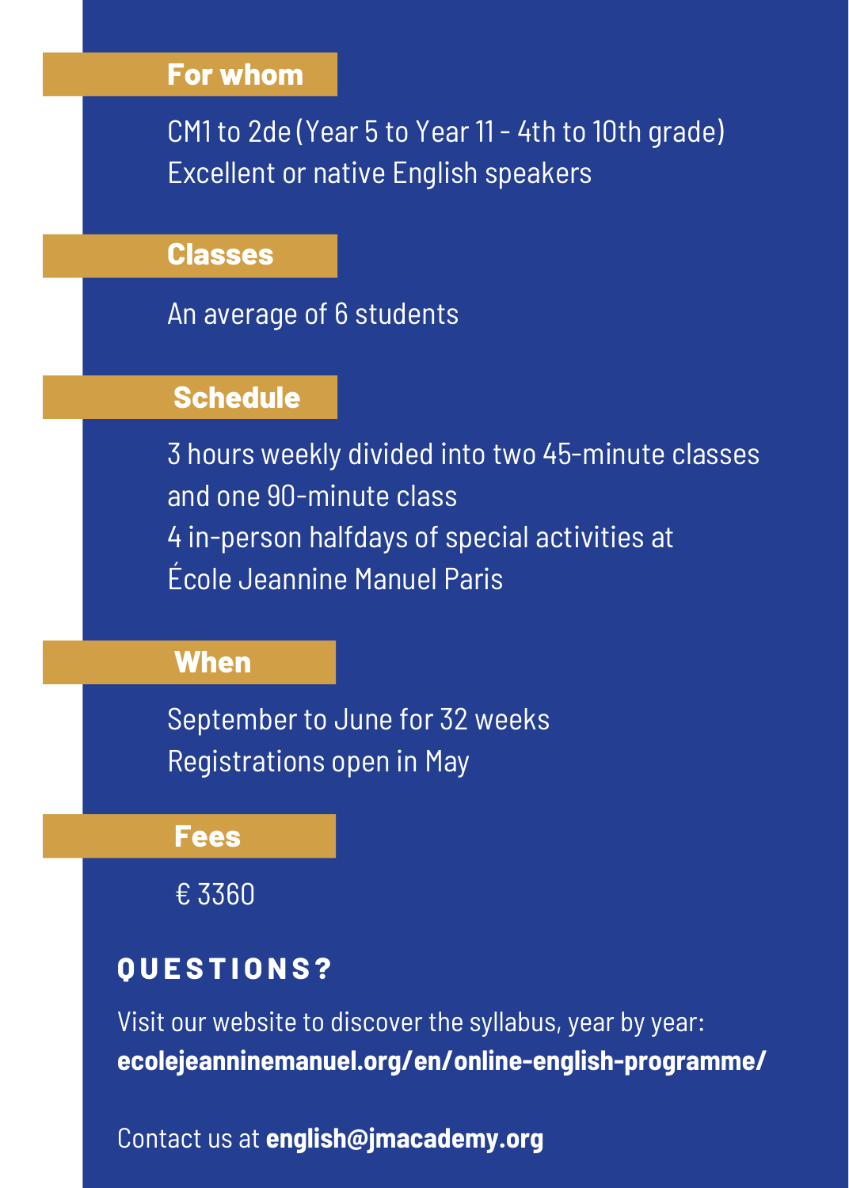## For whom

CM1 to 2de (Year 5 to Year 11 - 4th to 10th grade)
Excellent or native English speakers

## Classes

An average of 6 students

## Schedule

3 hours weekly divided into two 45-minute classes and one 90-minute class
4 in-person halfdays of special activities at École Jeannine Manuel Paris

## When

September to June for 32 weeks
Registrations open in May

## Fees

€ 3360

## QUESTIONS?

Visit our website to discover the syllabus, year by year:
**ecolejeanninemanuel.org/en/online-english-programme/**

Contact us at **english@jmacademy.org**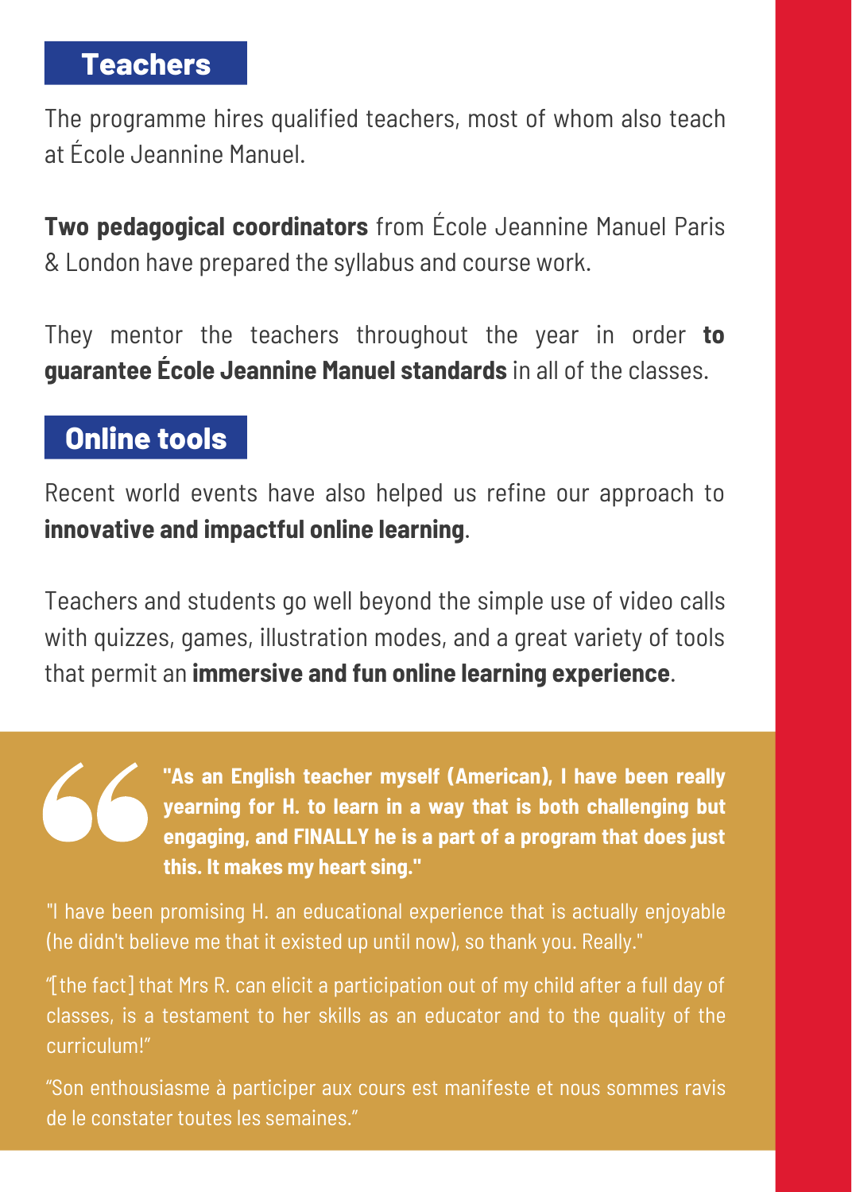## Teachers

The programme hires qualified teachers, most of whom also teach at École Jeannine Manuel.

**Two pedagogical coordinators** from École Jeannine Manuel Paris & London have prepared the syllabus and course work.

They mentor the teachers throughout the year in order **to guarantee École Jeannine Manuel standards** in all of the classes.

## Online tools

Recent world events have also helped us refine our approach to **innovative and impactful online learning**.

Teachers and students go well beyond the simple use of video calls with quizzes, games, illustration modes, and a great variety of tools that permit an **immersive and fun online learning experience**.

> **"As an English teacher myself (American), I have been really yearning for H. to learn in a way that is both challenging but engaging, and FINALLY he is a part of a program that does just this. It makes my heart sing."**
>
> "I have been promising H. an educational experience that is actually enjoyable (he didn't believe me that it existed up until now), so thank you. Really."
>
> "[the fact] that Mrs R. can elicit a participation out of my child after a full day of classes, is a testament to her skills as an educator and to the quality of the curriculum!"
>
> "Son enthousiasme à participer aux cours est manifeste et nous sommes ravis de le constater toutes les semaines."